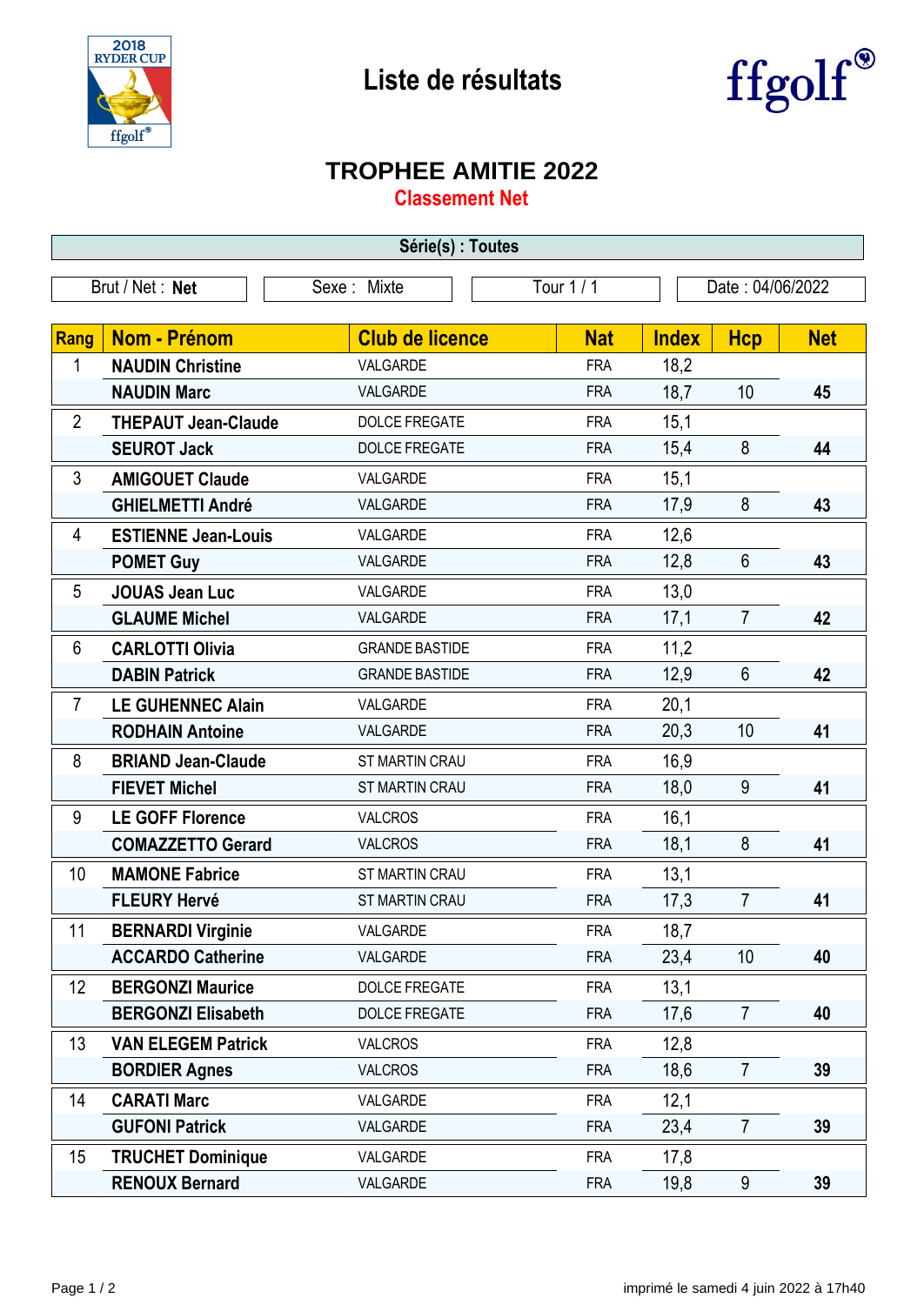# Liste de résultats

## TROPHEE AMITIE 2022

### Classement Net

**Série(s) : Toutes**

| Brut / Net : **Net** | Sexe : Mixte | Tour 1 / 1 | Date : 04/06/2022 |
|---|---|---|---|

| Rang | Nom - Prénom | Club de licence | Nat | Index | Hcp | Net |
|---|---|---|---|---|---|---|
| 1 | **NAUDIN Christine** | VALGARDE | FRA | 18,2 | | |
| | **NAUDIN Marc** | VALGARDE | FRA | 18,7 | 10 | **45** |
| 2 | **THEPAUT Jean-Claude** | DOLCE FREGATE | FRA | 15,1 | | |
| | **SEUROT Jack** | DOLCE FREGATE | FRA | 15,4 | 8 | **44** |
| 3 | **AMIGOUET Claude** | VALGARDE | FRA | 15,1 | | |
| | **GHIELMETTI André** | VALGARDE | FRA | 17,9 | 8 | **43** |
| 4 | **ESTIENNE Jean-Louis** | VALGARDE | FRA | 12,6 | | |
| | **POMET Guy** | VALGARDE | FRA | 12,8 | 6 | **43** |
| 5 | **JOUAS Jean Luc** | VALGARDE | FRA | 13,0 | | |
| | **GLAUME Michel** | VALGARDE | FRA | 17,1 | 7 | **42** |
| 6 | **CARLOTTI Olivia** | GRANDE BASTIDE | FRA | 11,2 | | |
| | **DABIN Patrick** | GRANDE BASTIDE | FRA | 12,9 | 6 | **42** |
| 7 | **LE GUHENNEC Alain** | VALGARDE | FRA | 20,1 | | |
| | **RODHAIN Antoine** | VALGARDE | FRA | 20,3 | 10 | **41** |
| 8 | **BRIAND Jean-Claude** | ST MARTIN CRAU | FRA | 16,9 | | |
| | **FIEVET Michel** | ST MARTIN CRAU | FRA | 18,0 | 9 | **41** |
| 9 | **LE GOFF Florence** | VALCROS | FRA | 16,1 | | |
| | **COMAZZETTO Gerard** | VALCROS | FRA | 18,1 | 8 | **41** |
| 10 | **MAMONE Fabrice** | ST MARTIN CRAU | FRA | 13,1 | | |
| | **FLEURY Hervé** | ST MARTIN CRAU | FRA | 17,3 | 7 | **41** |
| 11 | **BERNARDI Virginie** | VALGARDE | FRA | 18,7 | | |
| | **ACCARDO Catherine** | VALGARDE | FRA | 23,4 | 10 | **40** |
| 12 | **BERGONZI Maurice** | DOLCE FREGATE | FRA | 13,1 | | |
| | **BERGONZI Elisabeth** | DOLCE FREGATE | FRA | 17,6 | 7 | **40** |
| 13 | **VAN ELEGEM Patrick** | VALCROS | FRA | 12,8 | | |
| | **BORDIER Agnes** | VALCROS | FRA | 18,6 | 7 | **39** |
| 14 | **CARATI Marc** | VALGARDE | FRA | 12,1 | | |
| | **GUFONI Patrick** | VALGARDE | FRA | 23,4 | 7 | **39** |
| 15 | **TRUCHET Dominique** | VALGARDE | FRA | 17,8 | | |
| | **RENOUX Bernard** | VALGARDE | FRA | 19,8 | 9 | **39** |

imprimé le samedi 4 juin 2022 à 17h40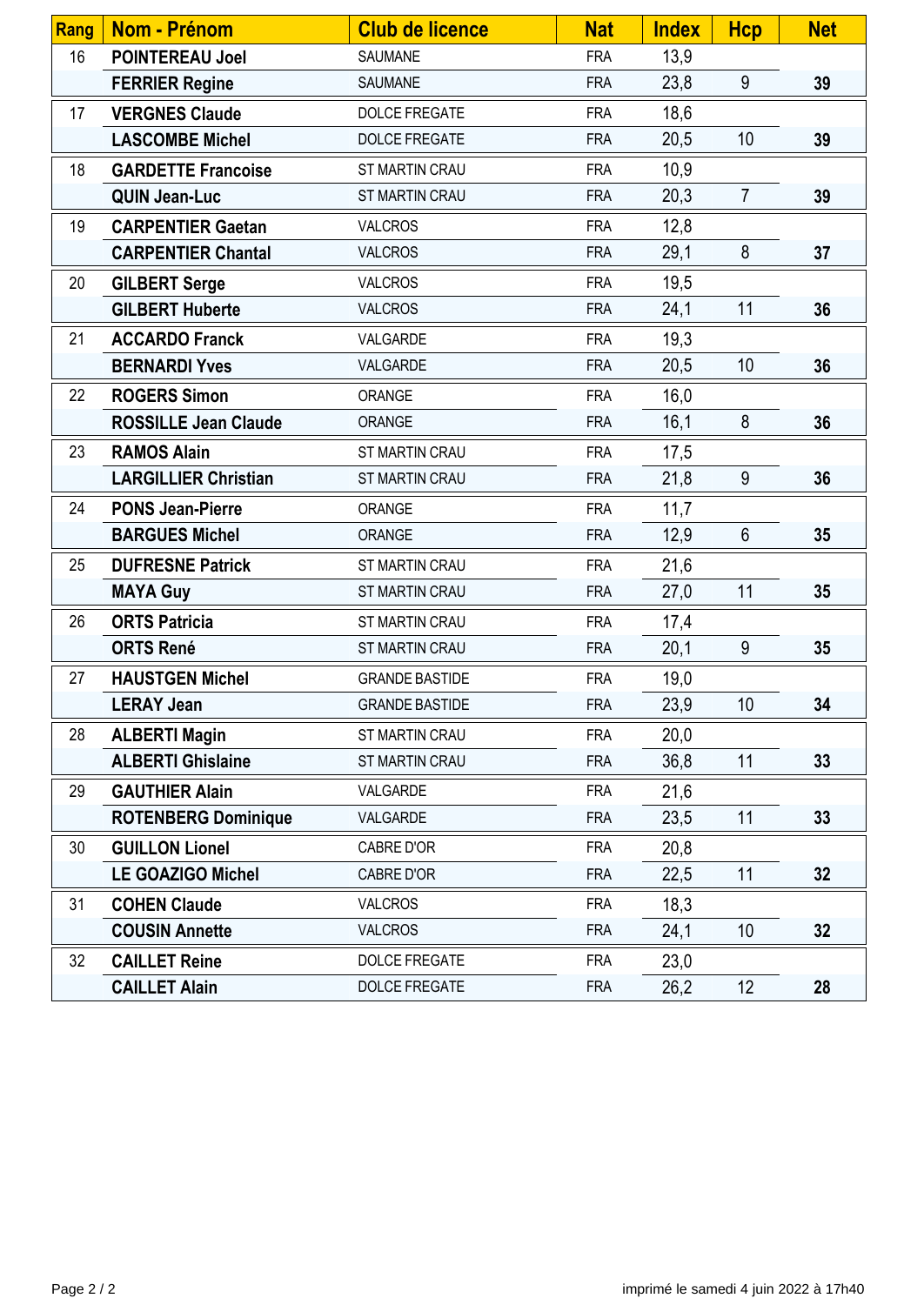| Rang | Nom - Prénom | Club de licence | Nat | Index | Hcp | Net |
|---|---|---|---|---|---|---|
| 16 | **POINTEREAU Joel** | SAUMANE | FRA | 13,9 | | |
| | **FERRIER Regine** | SAUMANE | FRA | 23,8 | 9 | **39** |
| 17 | **VERGNES Claude** | DOLCE FREGATE | FRA | 18,6 | | |
| | **LASCOMBE Michel** | DOLCE FREGATE | FRA | 20,5 | 10 | **39** |
| 18 | **GARDETTE Francoise** | ST MARTIN CRAU | FRA | 10,9 | | |
| | **QUIN Jean-Luc** | ST MARTIN CRAU | FRA | 20,3 | 7 | **39** |
| 19 | **CARPENTIER Gaetan** | VALCROS | FRA | 12,8 | | |
| | **CARPENTIER Chantal** | VALCROS | FRA | 29,1 | 8 | **37** |
| 20 | **GILBERT Serge** | VALCROS | FRA | 19,5 | | |
| | **GILBERT Huberte** | VALCROS | FRA | 24,1 | 11 | **36** |
| 21 | **ACCARDO Franck** | VALGARDE | FRA | 19,3 | | |
| | **BERNARDI Yves** | VALGARDE | FRA | 20,5 | 10 | **36** |
| 22 | **ROGERS Simon** | ORANGE | FRA | 16,0 | | |
| | **ROSSILLE Jean Claude** | ORANGE | FRA | 16,1 | 8 | **36** |
| 23 | **RAMOS Alain** | ST MARTIN CRAU | FRA | 17,5 | | |
| | **LARGILLIER Christian** | ST MARTIN CRAU | FRA | 21,8 | 9 | **36** |
| 24 | **PONS Jean-Pierre** | ORANGE | FRA | 11,7 | | |
| | **BARGUES Michel** | ORANGE | FRA | 12,9 | 6 | **35** |
| 25 | **DUFRESNE Patrick** | ST MARTIN CRAU | FRA | 21,6 | | |
| | **MAYA Guy** | ST MARTIN CRAU | FRA | 27,0 | 11 | **35** |
| 26 | **ORTS Patricia** | ST MARTIN CRAU | FRA | 17,4 | | |
| | **ORTS René** | ST MARTIN CRAU | FRA | 20,1 | 9 | **35** |
| 27 | **HAUSTGEN Michel** | GRANDE BASTIDE | FRA | 19,0 | | |
| | **LERAY Jean** | GRANDE BASTIDE | FRA | 23,9 | 10 | **34** |
| 28 | **ALBERTI Magin** | ST MARTIN CRAU | FRA | 20,0 | | |
| | **ALBERTI Ghislaine** | ST MARTIN CRAU | FRA | 36,8 | 11 | **33** |
| 29 | **GAUTHIER Alain** | VALGARDE | FRA | 21,6 | | |
| | **ROTENBERG Dominique** | VALGARDE | FRA | 23,5 | 11 | **33** |
| 30 | **GUILLON Lionel** | CABRE D'OR | FRA | 20,8 | | |
| | **LE GOAZIGO Michel** | CABRE D'OR | FRA | 22,5 | 11 | **32** |
| 31 | **COHEN Claude** | VALCROS | FRA | 18,3 | | |
| | **COUSIN Annette** | VALCROS | FRA | 24,1 | 10 | **32** |
| 32 | **CAILLET Reine** | DOLCE FREGATE | FRA | 23,0 | | |
| | **CAILLET Alain** | DOLCE FREGATE | FRA | 26,2 | 12 | **28** |

imprimé le samedi 4 juin 2022 à 17h40